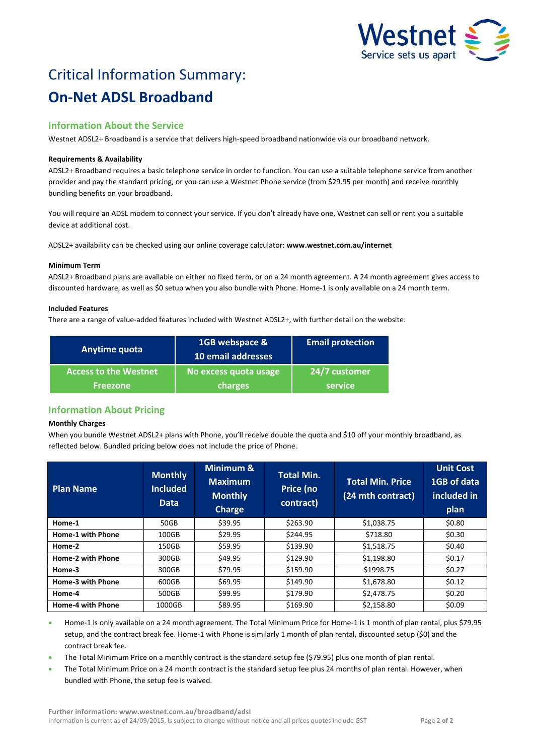# Critical Information Summary:

# On-Net ADSL Broadband

## Information About the Service

Westnet ADSL2+ Broadband is a service that delivers high-speed broadband nationwide via our broadband network.

**Requirements & Availability**

ADSL2+ Broadband requires a basic telephone service in order to function. You can use a suitable telephone service from another provider and pay the standard pricing, or you can use a Westnet Phone service (from $29.95 per month) and receive monthly bundling benefits on your broadband.

You will require an ADSL modem to connect your service. If you don't already have one, Westnet can sell or rent you a suitable device at additional cost.

ADSL2+ availability can be checked using our online coverage calculator: **www.westnet.com.au/internet**

**Minimum Term**

ADSL2+ Broadband plans are available on either no fixed term, or on a 24 month agreement. A 24 month agreement gives access to discounted hardware, as well as $0 setup when you also bundle with Phone. Home-1 is only available on a 24 month term.

**Included Features**

There are a range of value-added features included with Westnet ADSL2+, with further detail on the website:

| Anytime quota | 1GB webspace & 10 email addresses | Email protection |
|---|---|---|
| Access to the Westnet Freezone | No excess quota usage charges | 24/7 customer service |

## Information About Pricing

**Monthly Charges**

When you bundle Westnet ADSL2+ plans with Phone, you'll receive double the quota and $10 off your monthly broadband, as reflected below. Bundled pricing below does not include the price of Phone.

| Plan Name | Monthly Included Data | Minimum & Maximum Monthly Charge | Total Min. Price (no contract) | Total Min. Price (24 mth contract) | Unit Cost 1GB of data included in plan |
|---|---|---|---|---|---|
| **Home-1** | 50GB | $39.95 | $263.90 | $1,038.75 | $0.80 |
| **Home-1 with Phone** | 100GB | $29.95 | $244.95 | $718.80 | $0.30 |
| **Home-2** | 150GB | $59.95 | $139.90 | $1,518.75 | $0.40 |
| **Home-2 with Phone** | 300GB | $49.95 | $129.90 | $1,198.80 | $0.17 |
| **Home-3** | 300GB | $79.95 | $159.90 | $1998.75 | $0.27 |
| **Home-3 with Phone** | 600GB | $69.95 | $149.90 | $1,678.80 | $0.12 |
| **Home-4** | 500GB | $99.95 | $179.90 | $2,478.75 | $0.20 |
| **Home-4 with Phone** | 1000GB | $89.95 | $169.90 | $2,158.80 | $0.09 |

- Home-1 is only available on a 24 month agreement. The Total Minimum Price for Home-1 is 1 month of plan rental, plus $79.95 setup, and the contract break fee. Home-1 with Phone is similarly 1 month of plan rental, discounted setup ($0) and the contract break fee.
- The Total Minimum Price on a monthly contract is the standard setup fee ($79.95) plus one month of plan rental.
- The Total Minimum Price on a 24 month contract is the standard setup fee plus 24 months of plan rental. However, when bundled with Phone, the setup fee is waived.

**Further information: www.westnet.com.au/broadband/adsl**

Information is current as of 24/09/2015, is subject to change without notice and all prices quotes include GST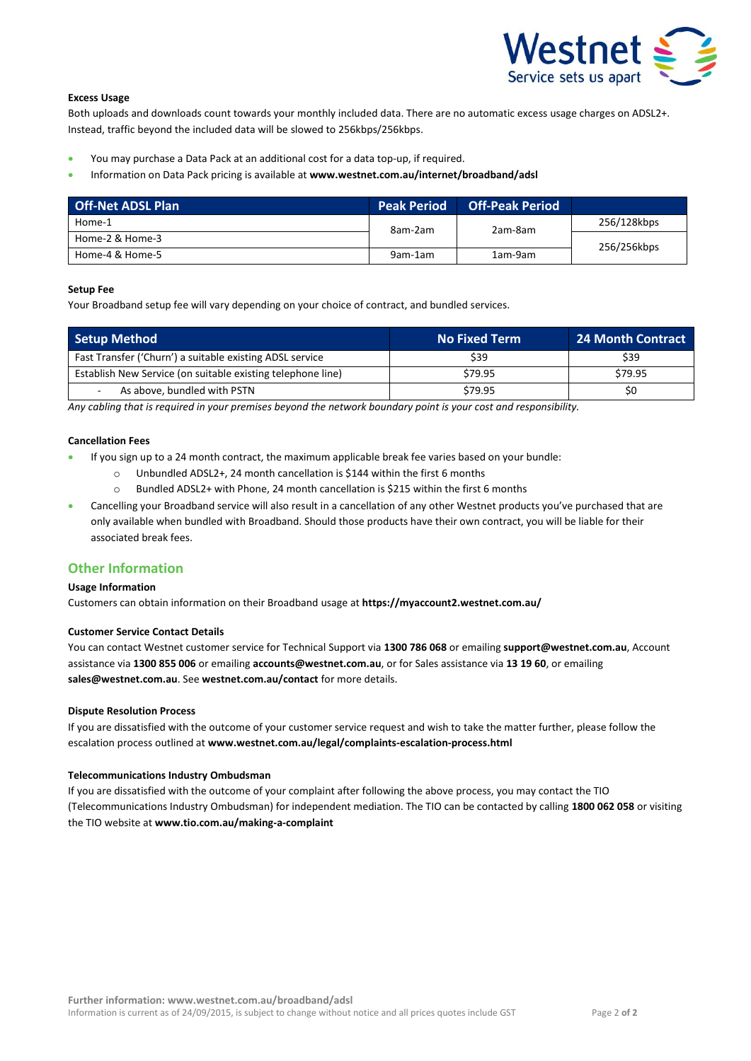**Excess Usage**

Both uploads and downloads count towards your monthly included data. There are no automatic excess usage charges on ADSL2+. Instead, traffic beyond the included data will be slowed to 256kbps/256kbps.

- You may purchase a Data Pack at an additional cost for a data top-up, if required.
- Information on Data Pack pricing is available at **www.westnet.com.au/internet/broadband/adsl**

| Off-Net ADSL Plan | Peak Period | Off-Peak Period | |
|---|---|---|---|
| Home-1 | 8am-2am | 2am-8am | 256/128kbps |
| Home-2 & Home-3 | | | 256/256kbps |
| Home-4 & Home-5 | 9am-1am | 1am-9am | |

**Setup Fee**

Your Broadband setup fee will vary depending on your choice of contract, and bundled services.

| Setup Method | No Fixed Term | 24 Month Contract |
|---|---|---|
| Fast Transfer ('Churn') a suitable existing ADSL service | $39 | $39 |
| Establish New Service (on suitable existing telephone line) | $79.95 | $79.95 |
| - As above, bundled with PSTN | $79.95 | $0 |

*Any cabling that is required in your premises beyond the network boundary point is your cost and responsibility.*

**Cancellation Fees**

- If you sign up to a 24 month contract, the maximum applicable break fee varies based on your bundle:
  - Unbundled ADSL2+, 24 month cancellation is $144 within the first 6 months
  - Bundled ADSL2+ with Phone, 24 month cancellation is $215 within the first 6 months
- Cancelling your Broadband service will also result in a cancellation of any other Westnet products you've purchased that are only available when bundled with Broadband. Should those products have their own contract, you will be liable for their associated break fees.

## Other Information

**Usage Information**

Customers can obtain information on their Broadband usage at **https://myaccount2.westnet.com.au/**

**Customer Service Contact Details**

You can contact Westnet customer service for Technical Support via **1300 786 068** or emailing **support@westnet.com.au**, Account assistance via **1300 855 006** or emailing **accounts@westnet.com.au**, or for Sales assistance via **13 19 60**, or emailing **sales@westnet.com.au**. See **westnet.com.au/contact** for more details.

**Dispute Resolution Process**

If you are dissatisfied with the outcome of your customer service request and wish to take the matter further, please follow the escalation process outlined at **www.westnet.com.au/legal/complaints-escalation-process.html**

**Telecommunications Industry Ombudsman**

If you are dissatisfied with the outcome of your complaint after following the above process, you may contact the TIO (Telecommunications Industry Ombudsman) for independent mediation. The TIO can be contacted by calling **1800 062 058** or visiting the TIO website at **www.tio.com.au/making-a-complaint**

**Further information: www.westnet.com.au/broadband/adsl**
Information is current as of 24/09/2015, is subject to change without notice and all prices quotes include GST